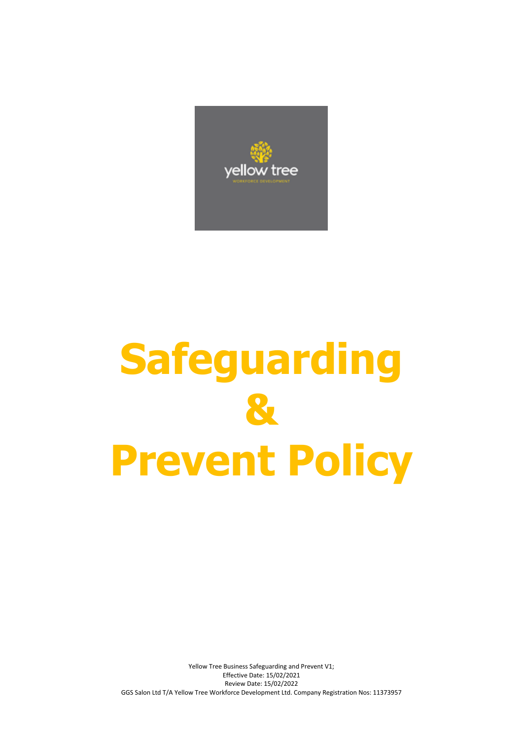# Safeguarding & Prevent Policy

Yellow Tree Business Safeguarding and Prevent V1;
Effective Date: 15/02/2021
Review Date: 15/02/2022
GGS Salon Ltd T/A Yellow Tree Workforce Development Ltd. Company Registration Nos: 11373957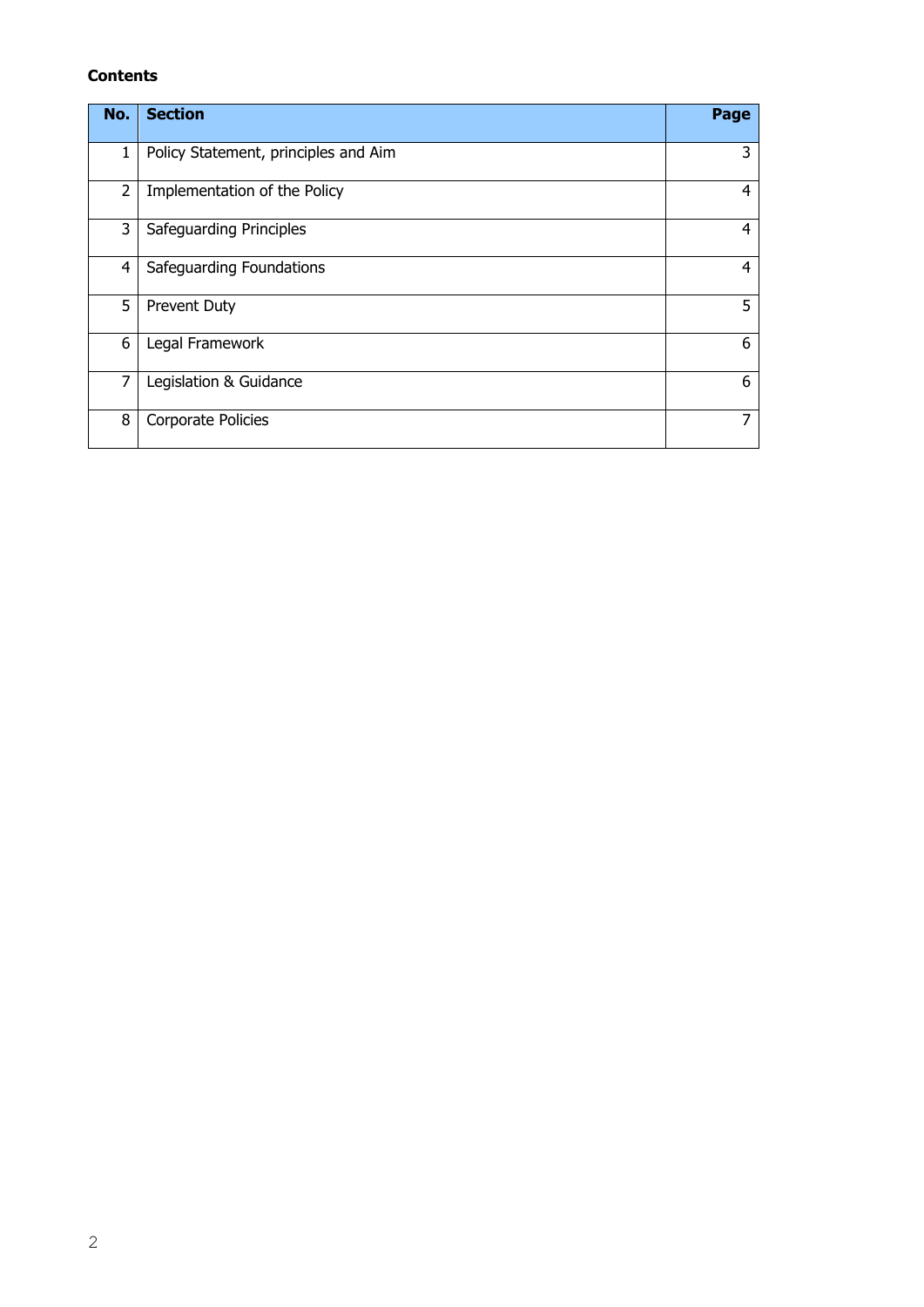**Contents**

| No. | Section | Page |
|---|---|---|
| 1 | Policy Statement, principles and Aim | 3 |
| 2 | Implementation of the Policy | 4 |
| 3 | Safeguarding Principles | 4 |
| 4 | Safeguarding Foundations | 4 |
| 5 | Prevent Duty | 5 |
| 6 | Legal Framework | 6 |
| 7 | Legislation & Guidance | 6 |
| 8 | Corporate Policies | 7 |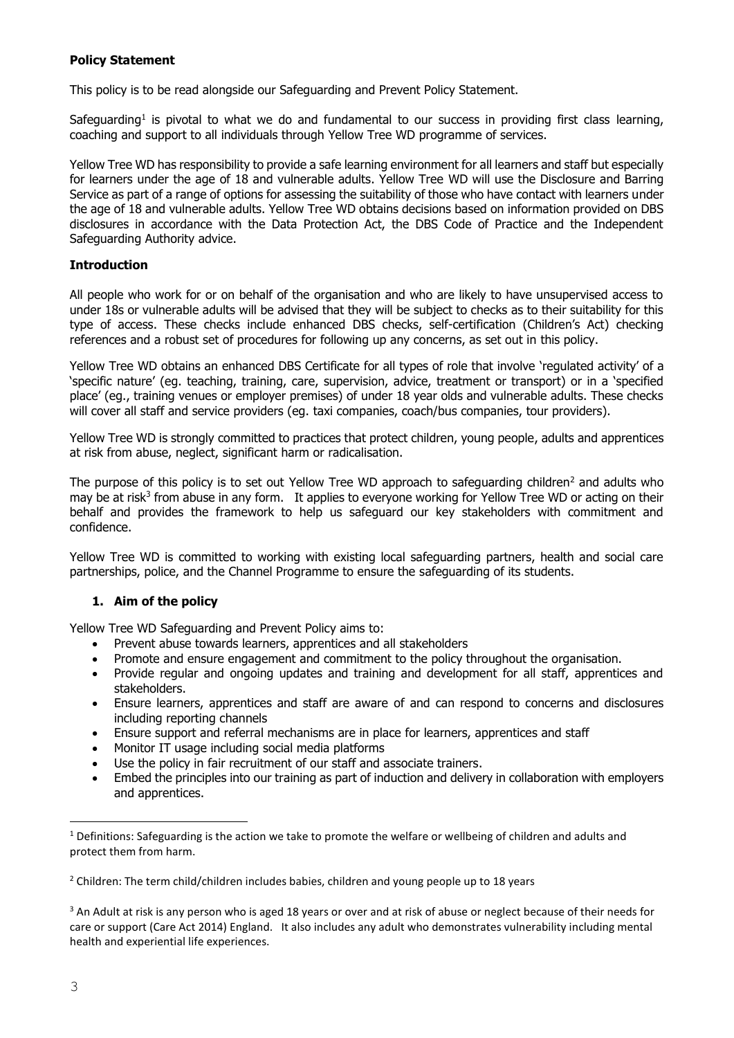**Policy Statement**

This policy is to be read alongside our Safeguarding and Prevent Policy Statement.

Safeguarding[1] is pivotal to what we do and fundamental to our success in providing first class learning, coaching and support to all individuals through Yellow Tree WD programme of services.

Yellow Tree WD has responsibility to provide a safe learning environment for all learners and staff but especially for learners under the age of 18 and vulnerable adults. Yellow Tree WD will use the Disclosure and Barring Service as part of a range of options for assessing the suitability of those who have contact with learners under the age of 18 and vulnerable adults. Yellow Tree WD obtains decisions based on information provided on DBS disclosures in accordance with the Data Protection Act, the DBS Code of Practice and the Independent Safeguarding Authority advice.

**Introduction**

All people who work for or on behalf of the organisation and who are likely to have unsupervised access to under 18s or vulnerable adults will be advised that they will be subject to checks as to their suitability for this type of access. These checks include enhanced DBS checks, self-certification (Children's Act) checking references and a robust set of procedures for following up any concerns, as set out in this policy.

Yellow Tree WD obtains an enhanced DBS Certificate for all types of role that involve 'regulated activity' of a 'specific nature' (eg. teaching, training, care, supervision, advice, treatment or transport) or in a 'specified place' (eg., training venues or employer premises) of under 18 year olds and vulnerable adults. These checks will cover all staff and service providers (eg. taxi companies, coach/bus companies, tour providers).

Yellow Tree WD is strongly committed to practices that protect children, young people, adults and apprentices at risk from abuse, neglect, significant harm or radicalisation.

The purpose of this policy is to set out Yellow Tree WD approach to safeguarding children[2] and adults who may be at risk[3] from abuse in any form. It applies to everyone working for Yellow Tree WD or acting on their behalf and provides the framework to help us safeguard our key stakeholders with commitment and confidence.

Yellow Tree WD is committed to working with existing local safeguarding partners, health and social care partnerships, police, and the Channel Programme to ensure the safeguarding of its students.

**1. Aim of the policy**

Yellow Tree WD Safeguarding and Prevent Policy aims to:

- Prevent abuse towards learners, apprentices and all stakeholders
- Promote and ensure engagement and commitment to the policy throughout the organisation.
- Provide regular and ongoing updates and training and development for all staff, apprentices and stakeholders.
- Ensure learners, apprentices and staff are aware of and can respond to concerns and disclosures including reporting channels
- Ensure support and referral mechanisms are in place for learners, apprentices and staff
- Monitor IT usage including social media platforms
- Use the policy in fair recruitment of our staff and associate trainers.
- Embed the principles into our training as part of induction and delivery in collaboration with employers and apprentices.

---

[1] Definitions: Safeguarding is the action we take to promote the welfare or wellbeing of children and adults and protect them from harm.

[2] Children: The term child/children includes babies, children and young people up to 18 years

[3] An Adult at risk is any person who is aged 18 years or over and at risk of abuse or neglect because of their needs for care or support (Care Act 2014) England. It also includes any adult who demonstrates vulnerability including mental health and experiential life experiences.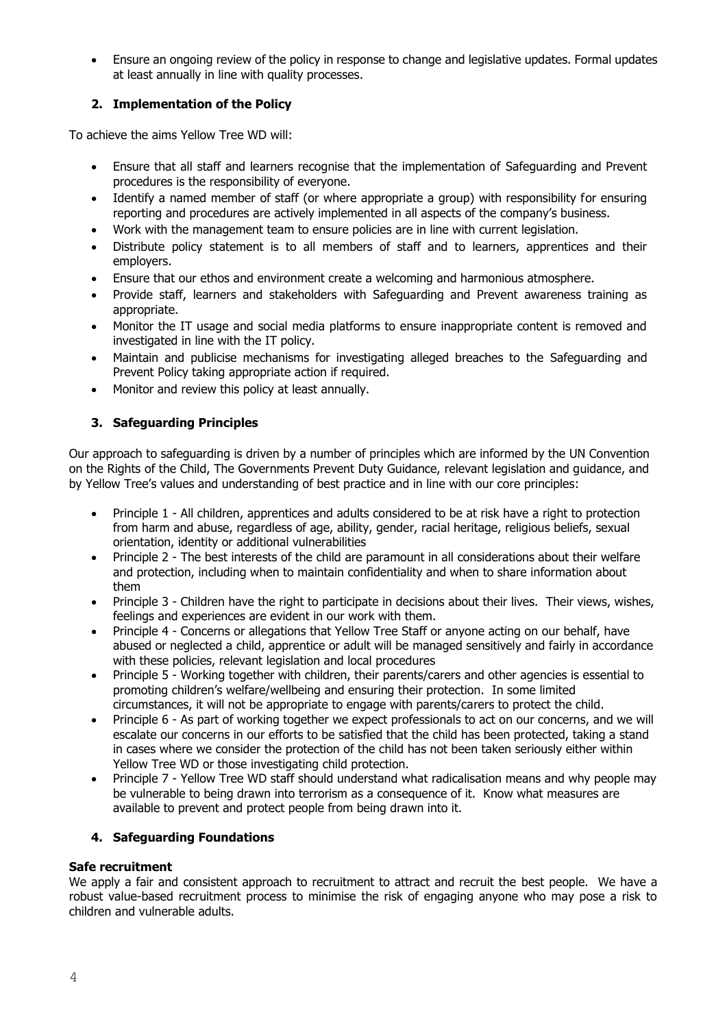- Ensure an ongoing review of the policy in response to change and legislative updates. Formal updates at least annually in line with quality processes.

## 2. Implementation of the Policy

To achieve the aims Yellow Tree WD will:

- Ensure that all staff and learners recognise that the implementation of Safeguarding and Prevent procedures is the responsibility of everyone.
- Identify a named member of staff (or where appropriate a group) with responsibility for ensuring reporting and procedures are actively implemented in all aspects of the company's business.
- Work with the management team to ensure policies are in line with current legislation.
- Distribute policy statement is to all members of staff and to learners, apprentices and their employers.
- Ensure that our ethos and environment create a welcoming and harmonious atmosphere.
- Provide staff, learners and stakeholders with Safeguarding and Prevent awareness training as appropriate.
- Monitor the IT usage and social media platforms to ensure inappropriate content is removed and investigated in line with the IT policy.
- Maintain and publicise mechanisms for investigating alleged breaches to the Safeguarding and Prevent Policy taking appropriate action if required.
- Monitor and review this policy at least annually.

## 3. Safeguarding Principles

Our approach to safeguarding is driven by a number of principles which are informed by the UN Convention on the Rights of the Child, The Governments Prevent Duty Guidance, relevant legislation and guidance, and by Yellow Tree's values and understanding of best practice and in line with our core principles:

- Principle 1 - All children, apprentices and adults considered to be at risk have a right to protection from harm and abuse, regardless of age, ability, gender, racial heritage, religious beliefs, sexual orientation, identity or additional vulnerabilities
- Principle 2 - The best interests of the child are paramount in all considerations about their welfare and protection, including when to maintain confidentiality and when to share information about them
- Principle 3 - Children have the right to participate in decisions about their lives. Their views, wishes, feelings and experiences are evident in our work with them.
- Principle 4 - Concerns or allegations that Yellow Tree Staff or anyone acting on our behalf, have abused or neglected a child, apprentice or adult will be managed sensitively and fairly in accordance with these policies, relevant legislation and local procedures
- Principle 5 - Working together with children, their parents/carers and other agencies is essential to promoting children's welfare/wellbeing and ensuring their protection. In some limited circumstances, it will not be appropriate to engage with parents/carers to protect the child.
- Principle 6 - As part of working together we expect professionals to act on our concerns, and we will escalate our concerns in our efforts to be satisfied that the child has been protected, taking a stand in cases where we consider the protection of the child has not been taken seriously either within Yellow Tree WD or those investigating child protection.
- Principle 7 - Yellow Tree WD staff should understand what radicalisation means and why people may be vulnerable to being drawn into terrorism as a consequence of it. Know what measures are available to prevent and protect people from being drawn into it.

## 4. Safeguarding Foundations

**Safe recruitment**
We apply a fair and consistent approach to recruitment to attract and recruit the best people. We have a robust value-based recruitment process to minimise the risk of engaging anyone who may pose a risk to children and vulnerable adults.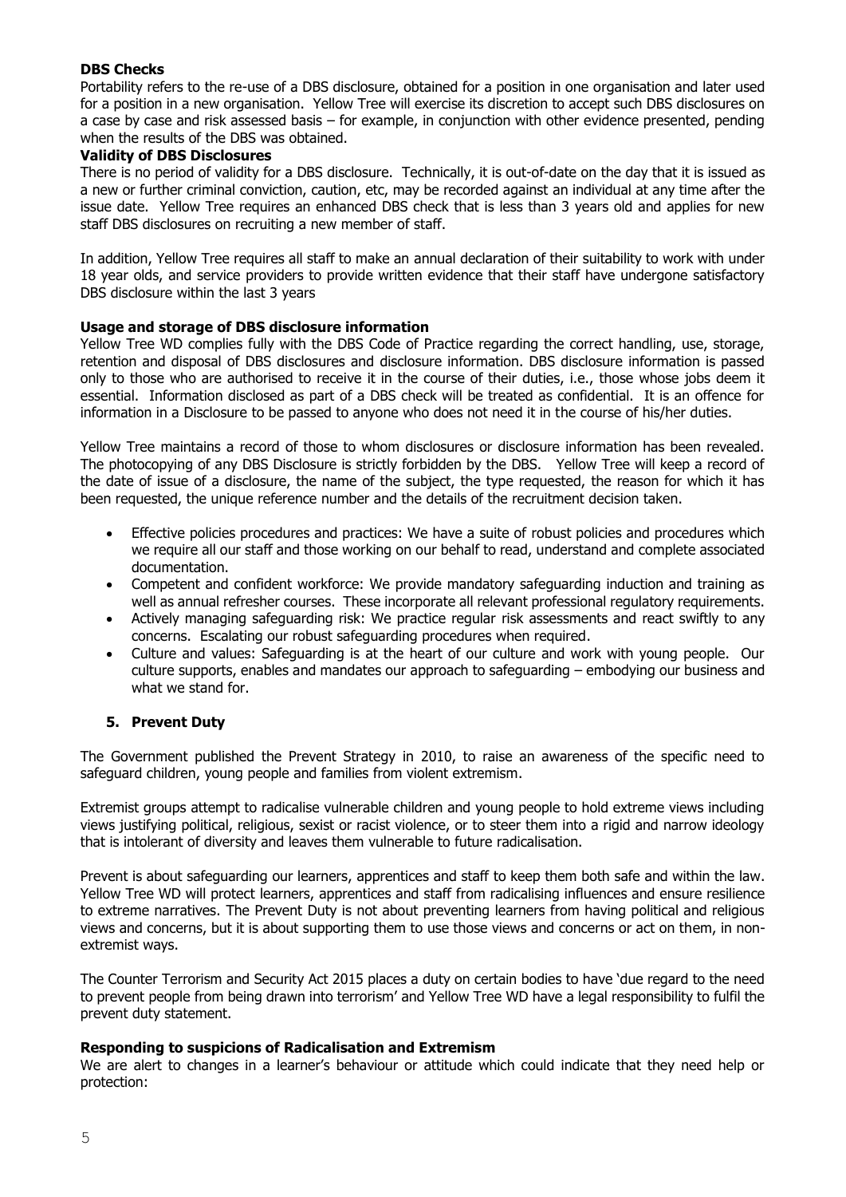**DBS Checks**

Portability refers to the re-use of a DBS disclosure, obtained for a position in one organisation and later used for a position in a new organisation. Yellow Tree will exercise its discretion to accept such DBS disclosures on a case by case and risk assessed basis – for example, in conjunction with other evidence presented, pending when the results of the DBS was obtained.

**Validity of DBS Disclosures**

There is no period of validity for a DBS disclosure. Technically, it is out-of-date on the day that it is issued as a new or further criminal conviction, caution, etc, may be recorded against an individual at any time after the issue date. Yellow Tree requires an enhanced DBS check that is less than 3 years old and applies for new staff DBS disclosures on recruiting a new member of staff.

In addition, Yellow Tree requires all staff to make an annual declaration of their suitability to work with under 18 year olds, and service providers to provide written evidence that their staff have undergone satisfactory DBS disclosure within the last 3 years

**Usage and storage of DBS disclosure information**

Yellow Tree WD complies fully with the DBS Code of Practice regarding the correct handling, use, storage, retention and disposal of DBS disclosures and disclosure information. DBS disclosure information is passed only to those who are authorised to receive it in the course of their duties, i.e., those whose jobs deem it essential. Information disclosed as part of a DBS check will be treated as confidential. It is an offence for information in a Disclosure to be passed to anyone who does not need it in the course of his/her duties.

Yellow Tree maintains a record of those to whom disclosures or disclosure information has been revealed. The photocopying of any DBS Disclosure is strictly forbidden by the DBS. Yellow Tree will keep a record of the date of issue of a disclosure, the name of the subject, the type requested, the reason for which it has been requested, the unique reference number and the details of the recruitment decision taken.

- Effective policies procedures and practices: We have a suite of robust policies and procedures which we require all our staff and those working on our behalf to read, understand and complete associated documentation.
- Competent and confident workforce: We provide mandatory safeguarding induction and training as well as annual refresher courses. These incorporate all relevant professional regulatory requirements.
- Actively managing safeguarding risk: We practice regular risk assessments and react swiftly to any concerns. Escalating our robust safeguarding procedures when required.
- Culture and values: Safeguarding is at the heart of our culture and work with young people. Our culture supports, enables and mandates our approach to safeguarding – embodying our business and what we stand for.

## 5. Prevent Duty

The Government published the Prevent Strategy in 2010, to raise an awareness of the specific need to safeguard children, young people and families from violent extremism.

Extremist groups attempt to radicalise vulnerable children and young people to hold extreme views including views justifying political, religious, sexist or racist violence, or to steer them into a rigid and narrow ideology that is intolerant of diversity and leaves them vulnerable to future radicalisation.

Prevent is about safeguarding our learners, apprentices and staff to keep them both safe and within the law. Yellow Tree WD will protect learners, apprentices and staff from radicalising influences and ensure resilience to extreme narratives. The Prevent Duty is not about preventing learners from having political and religious views and concerns, but it is about supporting them to use those views and concerns or act on them, in non-extremist ways.

The Counter Terrorism and Security Act 2015 places a duty on certain bodies to have 'due regard to the need to prevent people from being drawn into terrorism' and Yellow Tree WD have a legal responsibility to fulfil the prevent duty statement.

**Responding to suspicions of Radicalisation and Extremism**

We are alert to changes in a learner's behaviour or attitude which could indicate that they need help or protection: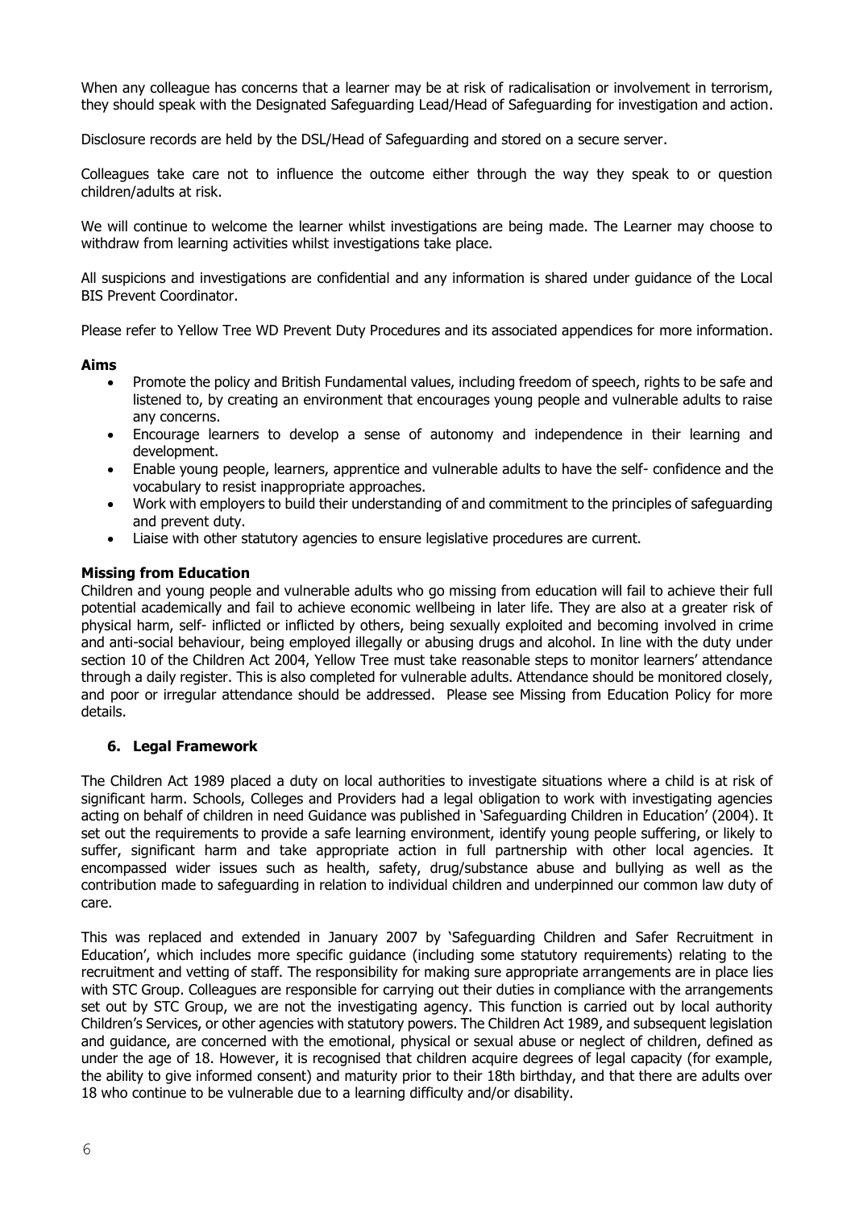When any colleague has concerns that a learner may be at risk of radicalisation or involvement in terrorism, they should speak with the Designated Safeguarding Lead/Head of Safeguarding for investigation and action.

Disclosure records are held by the DSL/Head of Safeguarding and stored on a secure server.

Colleagues take care not to influence the outcome either through the way they speak to or question children/adults at risk.

We will continue to welcome the learner whilst investigations are being made. The Learner may choose to withdraw from learning activities whilst investigations take place.

All suspicions and investigations are confidential and any information is shared under guidance of the Local BIS Prevent Coordinator.

Please refer to Yellow Tree WD Prevent Duty Procedures and its associated appendices for more information.

**Aims**

- Promote the policy and British Fundamental values, including freedom of speech, rights to be safe and listened to, by creating an environment that encourages young people and vulnerable adults to raise any concerns.
- Encourage learners to develop a sense of autonomy and independence in their learning and development.
- Enable young people, learners, apprentice and vulnerable adults to have the self- confidence and the vocabulary to resist inappropriate approaches.
- Work with employers to build their understanding of and commitment to the principles of safeguarding and prevent duty.
- Liaise with other statutory agencies to ensure legislative procedures are current.

**Missing from Education**

Children and young people and vulnerable adults who go missing from education will fail to achieve their full potential academically and fail to achieve economic wellbeing in later life. They are also at a greater risk of physical harm, self- inflicted or inflicted by others, being sexually exploited and becoming involved in crime and anti-social behaviour, being employed illegally or abusing drugs and alcohol. In line with the duty under section 10 of the Children Act 2004, Yellow Tree must take reasonable steps to monitor learners' attendance through a daily register. This is also completed for vulnerable adults. Attendance should be monitored closely, and poor or irregular attendance should be addressed. Please see Missing from Education Policy for more details.

## 6. Legal Framework

The Children Act 1989 placed a duty on local authorities to investigate situations where a child is at risk of significant harm. Schools, Colleges and Providers had a legal obligation to work with investigating agencies acting on behalf of children in need Guidance was published in 'Safeguarding Children in Education' (2004). It set out the requirements to provide a safe learning environment, identify young people suffering, or likely to suffer, significant harm and take appropriate action in full partnership with other local agencies. It encompassed wider issues such as health, safety, drug/substance abuse and bullying as well as the contribution made to safeguarding in relation to individual children and underpinned our common law duty of care.

This was replaced and extended in January 2007 by 'Safeguarding Children and Safer Recruitment in Education', which includes more specific guidance (including some statutory requirements) relating to the recruitment and vetting of staff. The responsibility for making sure appropriate arrangements are in place lies with STC Group. Colleagues are responsible for carrying out their duties in compliance with the arrangements set out by STC Group, we are not the investigating agency. This function is carried out by local authority Children's Services, or other agencies with statutory powers. The Children Act 1989, and subsequent legislation and guidance, are concerned with the emotional, physical or sexual abuse or neglect of children, defined as under the age of 18. However, it is recognised that children acquire degrees of legal capacity (for example, the ability to give informed consent) and maturity prior to their 18th birthday, and that there are adults over 18 who continue to be vulnerable due to a learning difficulty and/or disability.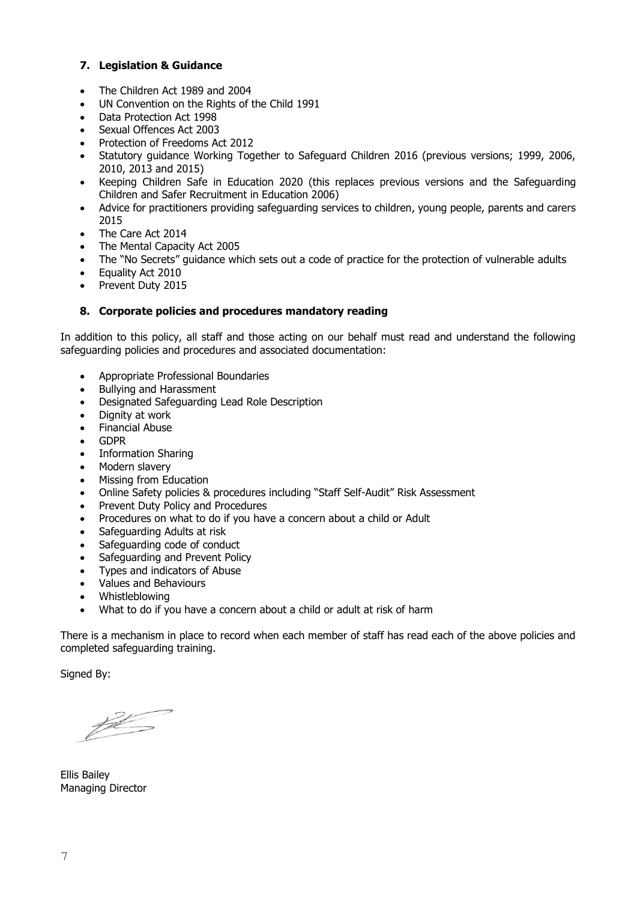## 7. Legislation & Guidance

- The Children Act 1989 and 2004
- UN Convention on the Rights of the Child 1991
- Data Protection Act 1998
- Sexual Offences Act 2003
- Protection of Freedoms Act 2012
- Statutory guidance Working Together to Safeguard Children 2016 (previous versions; 1999, 2006, 2010, 2013 and 2015)
- Keeping Children Safe in Education 2020 (this replaces previous versions and the Safeguarding Children and Safer Recruitment in Education 2006)
- Advice for practitioners providing safeguarding services to children, young people, parents and carers 2015
- The Care Act 2014
- The Mental Capacity Act 2005
- The "No Secrets" guidance which sets out a code of practice for the protection of vulnerable adults
- Equality Act 2010
- Prevent Duty 2015

## 8. Corporate policies and procedures mandatory reading

In addition to this policy, all staff and those acting on our behalf must read and understand the following safeguarding policies and procedures and associated documentation:

- Appropriate Professional Boundaries
- Bullying and Harassment
- Designated Safeguarding Lead Role Description
- Dignity at work
- Financial Abuse
- GDPR
- Information Sharing
- Modern slavery
- Missing from Education
- Online Safety policies & procedures including "Staff Self-Audit" Risk Assessment
- Prevent Duty Policy and Procedures
- Procedures on what to do if you have a concern about a child or Adult
- Safeguarding Adults at risk
- Safeguarding code of conduct
- Safeguarding and Prevent Policy
- Types and indicators of Abuse
- Values and Behaviours
- Whistleblowing
- What to do if you have a concern about a child or adult at risk of harm

There is a mechanism in place to record when each member of staff has read each of the above policies and completed safeguarding training.

Signed By:

Ellis Bailey
Managing Director